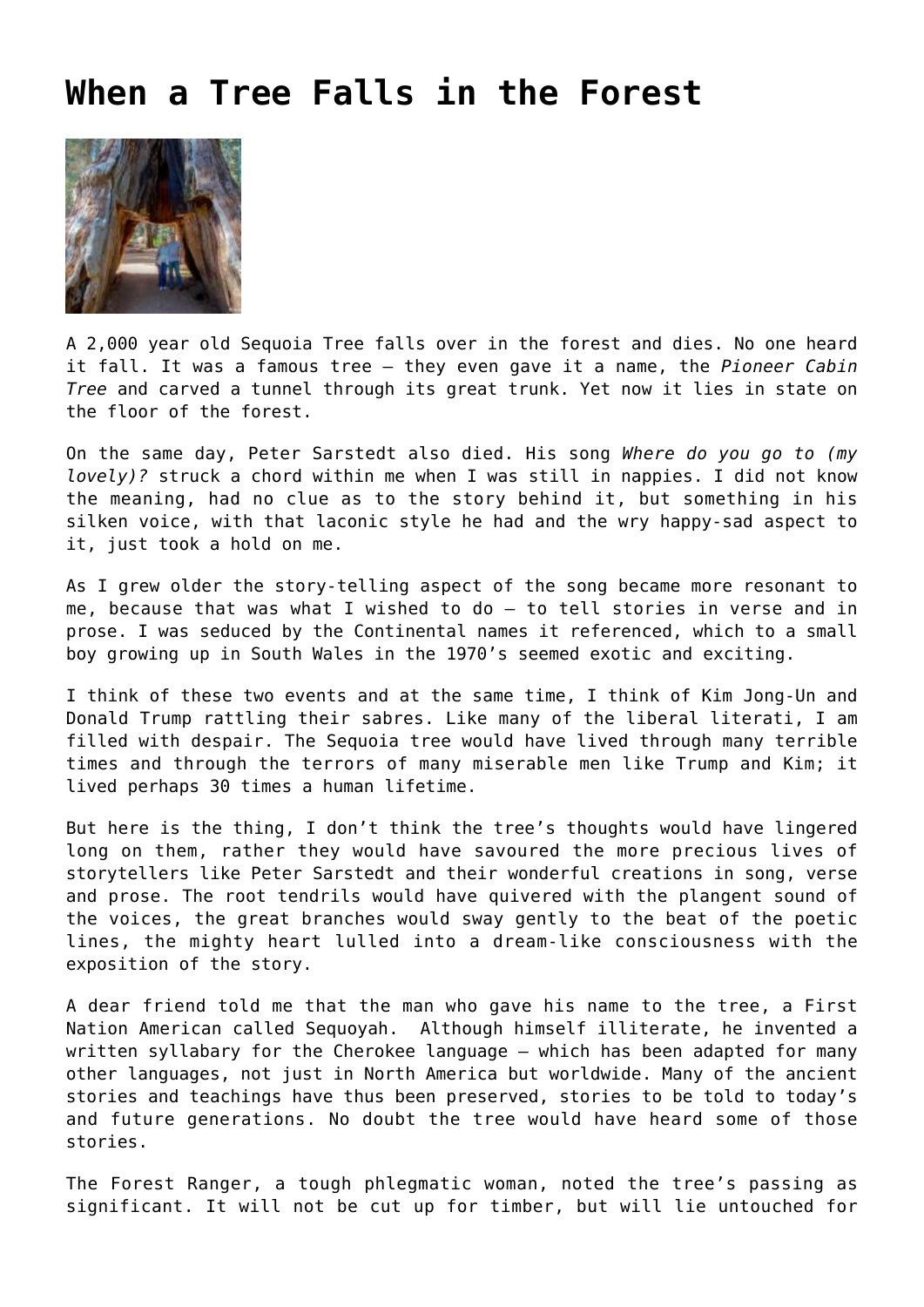# When a Tree Falls in the Forest

A 2,000 year old Sequoia Tree falls over in the forest and dies. No one heard it fall. It was a famous tree – they even gave it a name, the *Pioneer Cabin Tree* and carved a tunnel through its great trunk. Yet now it lies in state on the floor of the forest.

On the same day, Peter Sarstedt also died. His song *Where do you go to (my lovely)?* struck a chord within me when I was still in nappies. I did not know the meaning, had no clue as to the story behind it, but something in his silken voice, with that laconic style he had and the wry happy-sad aspect to it, just took a hold on me.

As I grew older the story-telling aspect of the song became more resonant to me, because that was what I wished to do – to tell stories in verse and in prose. I was seduced by the Continental names it referenced, which to a small boy growing up in South Wales in the 1970's seemed exotic and exciting.

I think of these two events and at the same time, I think of Kim Jong-Un and Donald Trump rattling their sabres. Like many of the liberal literati, I am filled with despair. The Sequoia tree would have lived through many terrible times and through the terrors of many miserable men like Trump and Kim; it lived perhaps 30 times a human lifetime.

But here is the thing, I don't think the tree's thoughts would have lingered long on them, rather they would have savoured the more precious lives of storytellers like Peter Sarstedt and their wonderful creations in song, verse and prose. The root tendrils would have quivered with the plangent sound of the voices, the great branches would sway gently to the beat of the poetic lines, the mighty heart lulled into a dream-like consciousness with the exposition of the story.

A dear friend told me that the man who gave his name to the tree, a First Nation American called Sequoyah. Although himself illiterate, he invented a written syllabary for the Cherokee language – which has been adapted for many other languages, not just in North America but worldwide. Many of the ancient stories and teachings have thus been preserved, stories to be told to today's and future generations. No doubt the tree would have heard some of those stories.

The Forest Ranger, a tough phlegmatic woman, noted the tree's passing as significant. It will not be cut up for timber, but will lie untouched for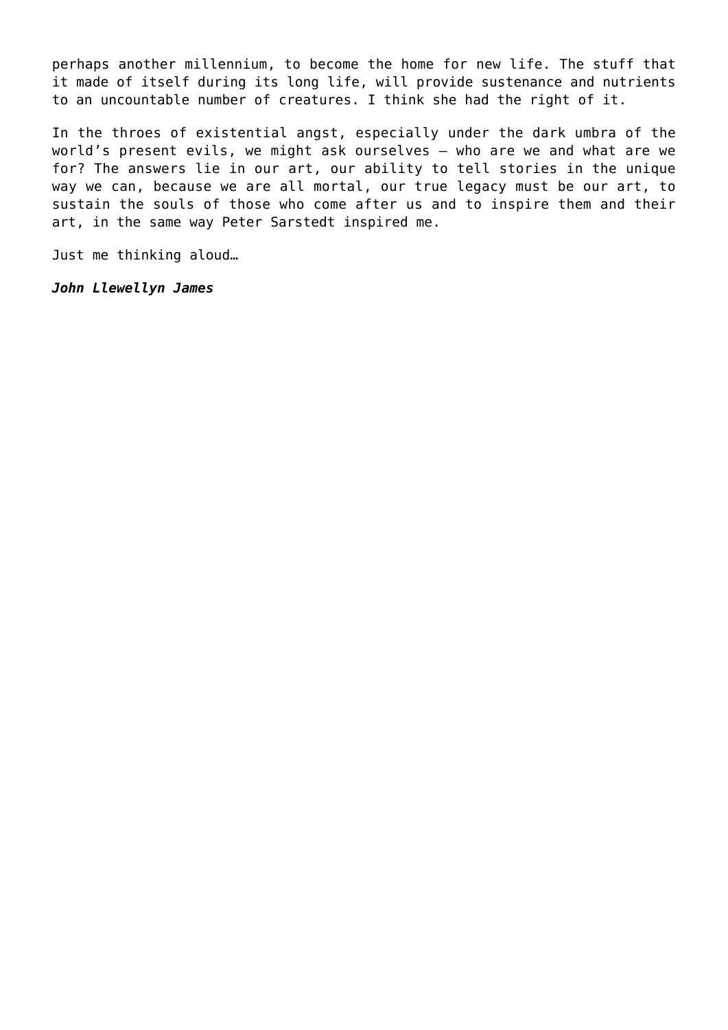perhaps another millennium, to become the home for new life. The stuff that it made of itself during its long life, will provide sustenance and nutrients to an uncountable number of creatures. I think she had the right of it.

In the throes of existential angst, especially under the dark umbra of the world's present evils, we might ask ourselves – who are we and what are we for? The answers lie in our art, our ability to tell stories in the unique way we can, because we are all mortal, our true legacy must be our art, to sustain the souls of those who come after us and to inspire them and their art, in the same way Peter Sarstedt inspired me.

Just me thinking aloud…

***John Llewellyn James***